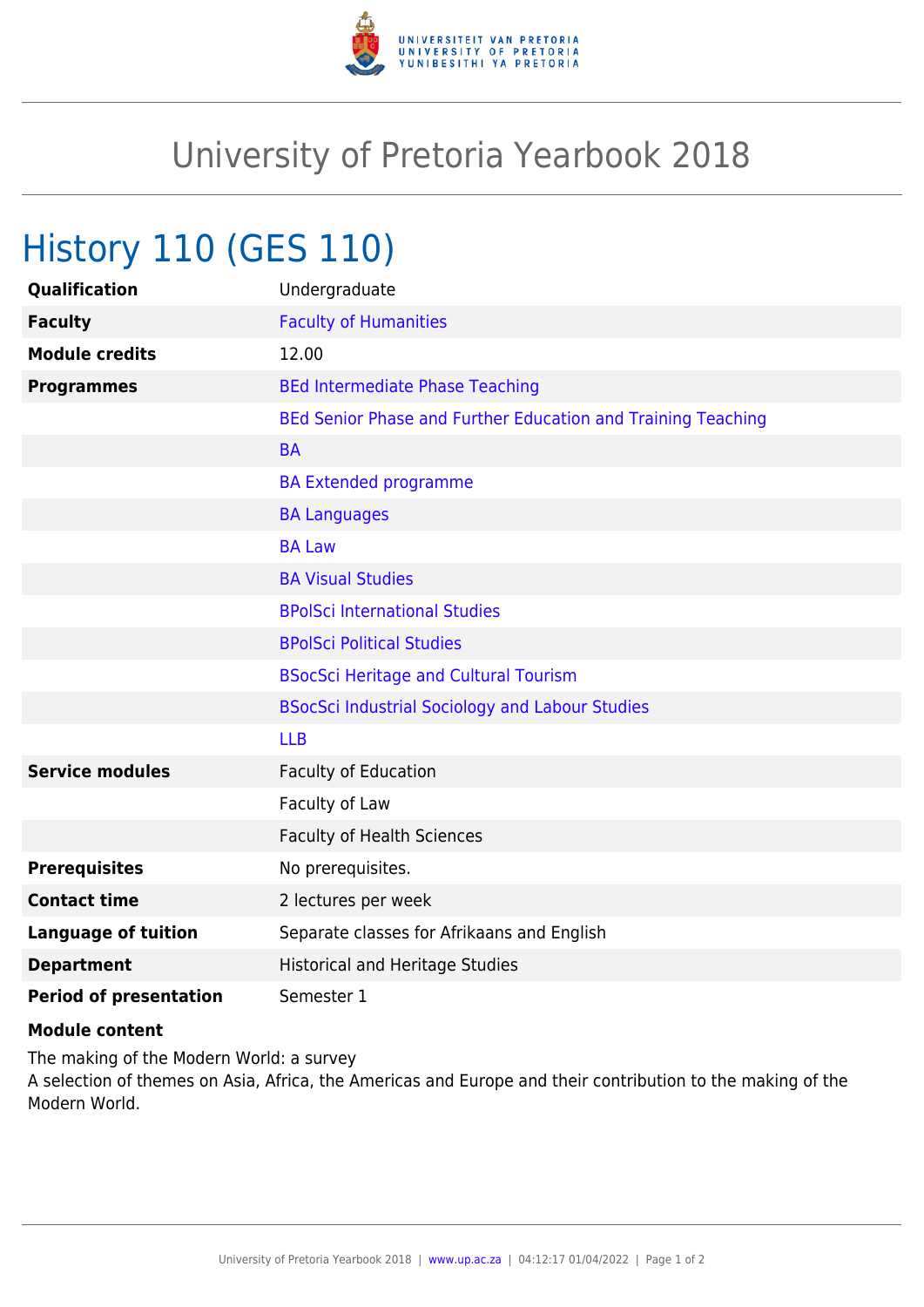# University of Pretoria Yearbook 2018

## History 110 (GES 110)

| | |
|---|---|
| **Qualification** | Undergraduate |
| **Faculty** | Faculty of Humanities |
| **Module credits** | 12.00 |
| **Programmes** | BEd Intermediate Phase Teaching |
| | BEd Senior Phase and Further Education and Training Teaching |
| | BA |
| | BA Extended programme |
| | BA Languages |
| | BA Law |
| | BA Visual Studies |
| | BPolSci International Studies |
| | BPolSci Political Studies |
| | BSocSci Heritage and Cultural Tourism |
| | BSocSci Industrial Sociology and Labour Studies |
| | LLB |
| **Service modules** | Faculty of Education |
| | Faculty of Law |
| | Faculty of Health Sciences |
| **Prerequisites** | No prerequisites. |
| **Contact time** | 2 lectures per week |
| **Language of tuition** | Separate classes for Afrikaans and English |
| **Department** | Historical and Heritage Studies |
| **Period of presentation** | Semester 1 |

**Module content**

The making of the Modern World: a survey
A selection of themes on Asia, Africa, the Americas and Europe and their contribution to the making of the Modern World.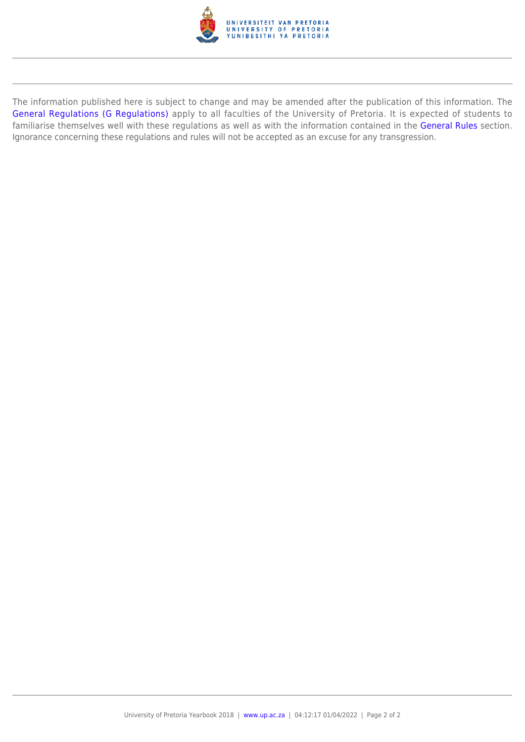The information published here is subject to change and may be amended after the publication of this information. The General Regulations (G Regulations) apply to all faculties of the University of Pretoria. It is expected of students to familiarise themselves well with these regulations as well as with the information contained in the General Rules section. Ignorance concerning these regulations and rules will not be accepted as an excuse for any transgression.